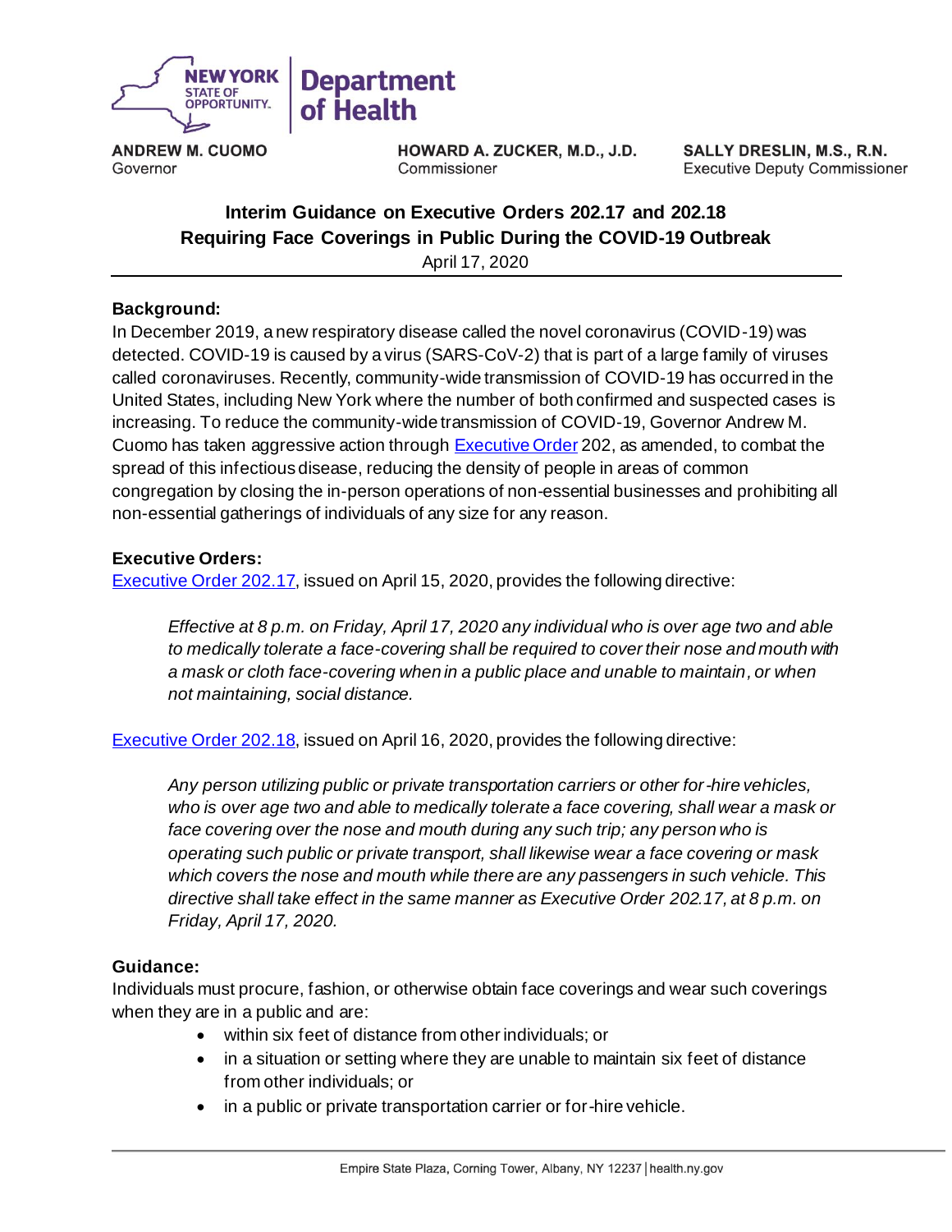NEW YORK STATE OF OPPORTUNITY. | Department of Health

**ANDREW M. CUOMO**
Governor

**HOWARD A. ZUCKER, M.D., J.D.**
Commissioner

**SALLY DRESLIN, M.S., R.N.**
Executive Deputy Commissioner

# Interim Guidance on Executive Orders 202.17 and 202.18 Requiring Face Coverings in Public During the COVID-19 Outbreak

April 17, 2020

---

**Background:**

In December 2019, a new respiratory disease called the novel coronavirus (COVID-19) was detected. COVID-19 is caused by a virus (SARS-CoV-2) that is part of a large family of viruses called coronaviruses. Recently, community-wide transmission of COVID-19 has occurred in the United States, including New York where the number of both confirmed and suspected cases is increasing. To reduce the community-wide transmission of COVID-19, Governor Andrew M. Cuomo has taken aggressive action through Executive Order 202, as amended, to combat the spread of this infectious disease, reducing the density of people in areas of common congregation by closing the in-person operations of non-essential businesses and prohibiting all non-essential gatherings of individuals of any size for any reason.

**Executive Orders:**

Executive Order 202.17, issued on April 15, 2020, provides the following directive:

> *Effective at 8 p.m. on Friday, April 17, 2020 any individual who is over age two and able to medically tolerate a face-covering shall be required to cover their nose and mouth with a mask or cloth face-covering when in a public place and unable to maintain, or when not maintaining, social distance.*

Executive Order 202.18, issued on April 16, 2020, provides the following directive:

> *Any person utilizing public or private transportation carriers or other for-hire vehicles, who is over age two and able to medically tolerate a face covering, shall wear a mask or face covering over the nose and mouth during any such trip; any person who is operating such public or private transport, shall likewise wear a face covering or mask which covers the nose and mouth while there are any passengers in such vehicle. This directive shall take effect in the same manner as Executive Order 202.17, at 8 p.m. on Friday, April 17, 2020.*

**Guidance:**

Individuals must procure, fashion, or otherwise obtain face coverings and wear such coverings when they are in a public and are:

- within six feet of distance from other individuals; or
- in a situation or setting where they are unable to maintain six feet of distance from other individuals; or
- in a public or private transportation carrier or for-hire vehicle.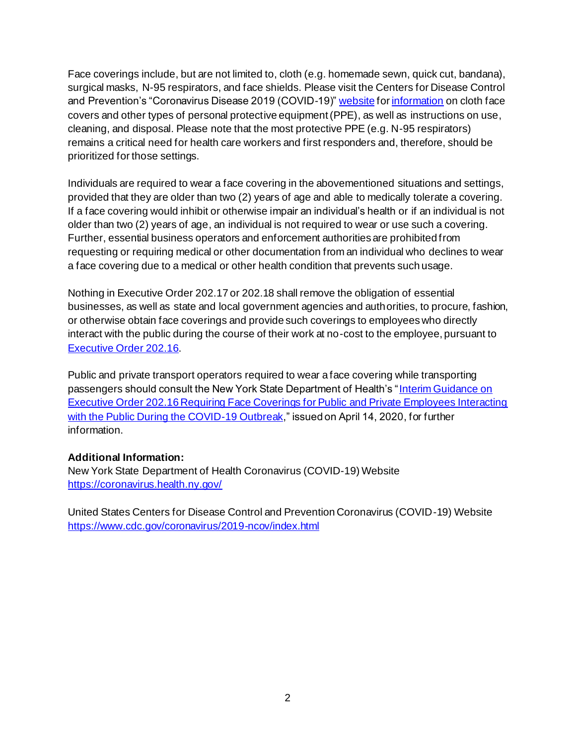Face coverings include, but are not limited to, cloth (e.g. homemade sewn, quick cut, bandana), surgical masks, N-95 respirators, and face shields. Please visit the Centers for Disease Control and Prevention's "Coronavirus Disease 2019 (COVID-19)" website for information on cloth face covers and other types of personal protective equipment (PPE), as well as instructions on use, cleaning, and disposal. Please note that the most protective PPE (e.g. N-95 respirators) remains a critical need for health care workers and first responders and, therefore, should be prioritized for those settings.

Individuals are required to wear a face covering in the abovementioned situations and settings, provided that they are older than two (2) years of age and able to medically tolerate a covering. If a face covering would inhibit or otherwise impair an individual's health or if an individual is not older than two (2) years of age, an individual is not required to wear or use such a covering. Further, essential business operators and enforcement authorities are prohibited from requesting or requiring medical or other documentation from an individual who declines to wear a face covering due to a medical or other health condition that prevents such usage.

Nothing in Executive Order 202.17 or 202.18 shall remove the obligation of essential businesses, as well as state and local government agencies and authorities, to procure, fashion, or otherwise obtain face coverings and provide such coverings to employees who directly interact with the public during the course of their work at no-cost to the employee, pursuant to Executive Order 202.16.

Public and private transport operators required to wear a face covering while transporting passengers should consult the New York State Department of Health's "Interim Guidance on Executive Order 202.16 Requiring Face Coverings for Public and Private Employees Interacting with the Public During the COVID-19 Outbreak," issued on April 14, 2020, for further information.

**Additional Information:**
New York State Department of Health Coronavirus (COVID-19) Website
https://coronavirus.health.ny.gov/

United States Centers for Disease Control and Prevention Coronavirus (COVID-19) Website
https://www.cdc.gov/coronavirus/2019-ncov/index.html